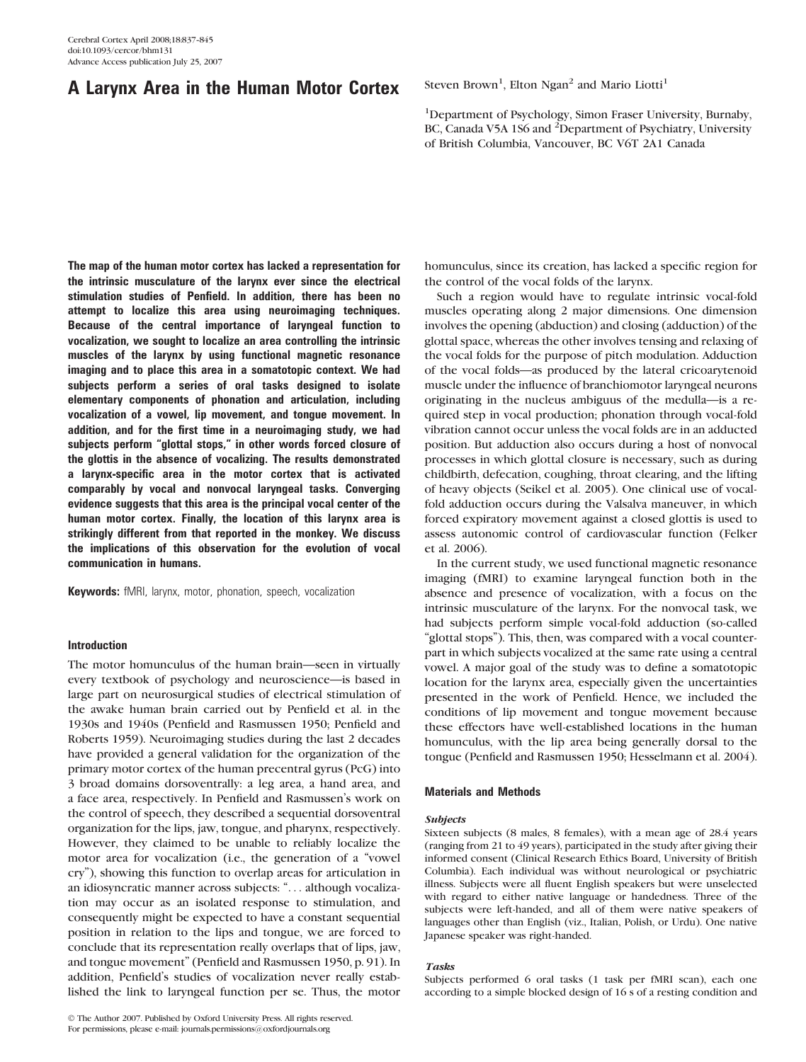# A Larynx Area in the Human Motor Cortex

Steven Brown[1], Elton Ngan[2] and Mario Liotti[1]

[1]Department of Psychology, Simon Fraser University, Burnaby, BC, Canada V5A 1S6 and [2]Department of Psychiatry, University of British Columbia, Vancouver, BC V6T 2A1 Canada

**The map of the human motor cortex has lacked a representation for the intrinsic musculature of the larynx ever since the electrical stimulation studies of Penfield. In addition, there has been no attempt to localize this area using neuroimaging techniques. Because of the central importance of laryngeal function to vocalization, we sought to localize an area controlling the intrinsic muscles of the larynx by using functional magnetic resonance imaging and to place this area in a somatotopic context. We had subjects perform a series of oral tasks designed to isolate elementary components of phonation and articulation, including vocalization of a vowel, lip movement, and tongue movement. In addition, and for the first time in a neuroimaging study, we had subjects perform "glottal stops," in other words forced closure of the glottis in the absence of vocalizing. The results demonstrated a larynx-specific area in the motor cortex that is activated comparably by vocal and nonvocal laryngeal tasks. Converging evidence suggests that this area is the principal vocal center of the human motor cortex. Finally, the location of this larynx area is strikingly different from that reported in the monkey. We discuss the implications of this observation for the evolution of vocal communication in humans.**

**Keywords:** fMRI, larynx, motor, phonation, speech, vocalization

## Introduction

The motor homunculus of the human brain—seen in virtually every textbook of psychology and neuroscience—is based in large part on neurosurgical studies of electrical stimulation of the awake human brain carried out by Penfield et al. in the 1930s and 1940s (Penfield and Rasmussen 1950; Penfield and Roberts 1959). Neuroimaging studies during the last 2 decades have provided a general validation for the organization of the primary motor cortex of the human precentral gyrus (PcG) into 3 broad domains dorsoventrally: a leg area, a hand area, and a face area, respectively. In Penfield and Rasmussen's work on the control of speech, they described a sequential dorsoventral organization for the lips, jaw, tongue, and pharynx, respectively. However, they claimed to be unable to reliably localize the motor area for vocalization (i.e., the generation of a "vowel cry"), showing this function to overlap areas for articulation in an idiosyncratic manner across subjects: ". . . although vocalization may occur as an isolated response to stimulation, and consequently might be expected to have a constant sequential position in relation to the lips and tongue, we are forced to conclude that its representation really overlaps that of lips, jaw, and tongue movement" (Penfield and Rasmussen 1950, p. 91). In addition, Penfield's studies of vocalization never really established the link to laryngeal function per se. Thus, the motor homunculus, since its creation, has lacked a specific region for the control of the vocal folds of the larynx.

Such a region would have to regulate intrinsic vocal-fold muscles operating along 2 major dimensions. One dimension involves the opening (abduction) and closing (adduction) of the glottal space, whereas the other involves tensing and relaxing of the vocal folds for the purpose of pitch modulation. Adduction of the vocal folds—as produced by the lateral cricoarytenoid muscle under the influence of branchiomotor laryngeal neurons originating in the nucleus ambiguus of the medulla—is a required step in vocal production; phonation through vocal-fold vibration cannot occur unless the vocal folds are in an adducted position. But adduction also occurs during a host of nonvocal processes in which glottal closure is necessary, such as during childbirth, defecation, coughing, throat clearing, and the lifting of heavy objects (Seikel et al. 2005). One clinical use of vocal-fold adduction occurs during the Valsalva maneuver, in which forced expiratory movement against a closed glottis is used to assess autonomic control of cardiovascular function (Felker et al. 2006).

In the current study, we used functional magnetic resonance imaging (fMRI) to examine laryngeal function both in the absence and presence of vocalization, with a focus on the intrinsic musculature of the larynx. For the nonvocal task, we had subjects perform simple vocal-fold adduction (so-called "glottal stops"). This, then, was compared with a vocal counterpart in which subjects vocalized at the same rate using a central vowel. A major goal of the study was to define a somatotopic location for the larynx area, especially given the uncertainties presented in the work of Penfield. Hence, we included the conditions of lip movement and tongue movement because these effectors have well-established locations in the human homunculus, with the lip area being generally dorsal to the tongue (Penfield and Rasmussen 1950; Hesselmann et al. 2004).

## Materials and Methods

### *Subjects*

Sixteen subjects (8 males, 8 females), with a mean age of 28.4 years (ranging from 21 to 49 years), participated in the study after giving their informed consent (Clinical Research Ethics Board, University of British Columbia). Each individual was without neurological or psychiatric illness. Subjects were all fluent English speakers but were unselected with regard to either native language or handedness. Three of the subjects were left-handed, and all of them were native speakers of languages other than English (viz., Italian, Polish, or Urdu). One native Japanese speaker was right-handed.

### *Tasks*

Subjects performed 6 oral tasks (1 task per fMRI scan), each one according to a simple blocked design of 16 s of a resting condition and

© The Author 2007. Published by Oxford University Press. All rights reserved.
For permissions, please e-mail: journals.permissions@oxfordjournals.org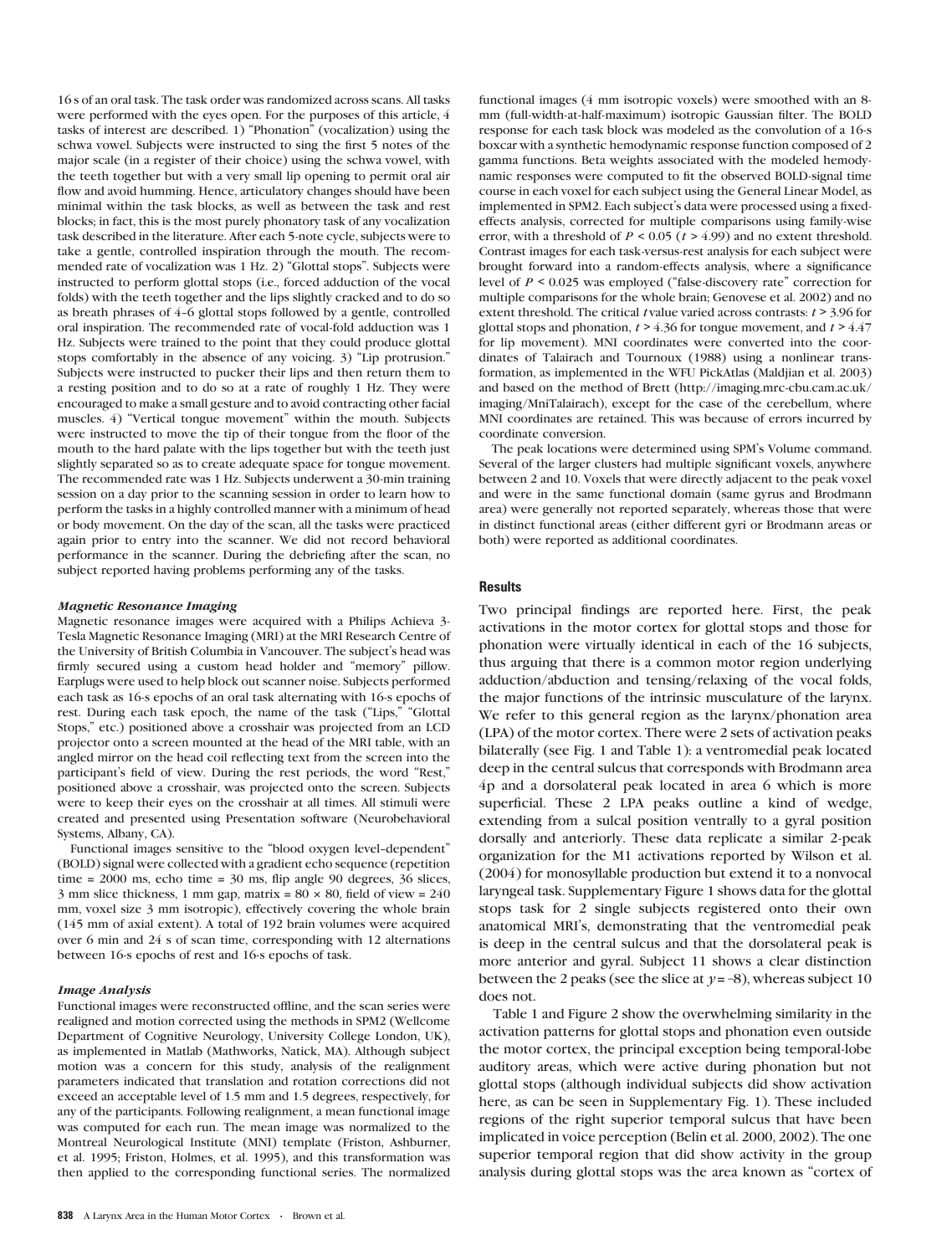16 s of an oral task. The task order was randomized across scans. All tasks were performed with the eyes open. For the purposes of this article, 4 tasks of interest are described. 1) "Phonation" (vocalization) using the schwa vowel. Subjects were instructed to sing the first 5 notes of the major scale (in a register of their choice) using the schwa vowel, with the teeth together but with a very small lip opening to permit oral air flow and avoid humming. Hence, articulatory changes should have been minimal within the task blocks, as well as between the task and rest blocks; in fact, this is the most purely phonatory task of any vocalization task described in the literature. After each 5-note cycle, subjects were to take a gentle, controlled inspiration through the mouth. The recommended rate of vocalization was 1 Hz. 2) "Glottal stops". Subjects were instructed to perform glottal stops (i.e., forced adduction of the vocal folds) with the teeth together and the lips slightly cracked and to do so as breath phrases of 4–6 glottal stops followed by a gentle, controlled oral inspiration. The recommended rate of vocal-fold adduction was 1 Hz. Subjects were trained to the point that they could produce glottal stops comfortably in the absence of any voicing. 3) "Lip protrusion." Subjects were instructed to pucker their lips and then return them to a resting position and to do so at a rate of roughly 1 Hz. They were encouraged to make a small gesture and to avoid contracting other facial muscles. 4) "Vertical tongue movement" within the mouth. Subjects were instructed to move the tip of their tongue from the floor of the mouth to the hard palate with the lips together but with the teeth just slightly separated so as to create adequate space for tongue movement. The recommended rate was 1 Hz. Subjects underwent a 30-min training session on a day prior to the scanning session in order to learn how to perform the tasks in a highly controlled manner with a minimum of head or body movement. On the day of the scan, all the tasks were practiced again prior to entry into the scanner. We did not record behavioral performance in the scanner. During the debriefing after the scan, no subject reported having problems performing any of the tasks.

### *Magnetic Resonance Imaging*

Magnetic resonance images were acquired with a Philips Achieva 3-Tesla Magnetic Resonance Imaging (MRI) at the MRI Research Centre of the University of British Columbia in Vancouver. The subject's head was firmly secured using a custom head holder and "memory" pillow. Earplugs were used to help block out scanner noise. Subjects performed each task as 16-s epochs of an oral task alternating with 16-s epochs of rest. During each task epoch, the name of the task ("Lips," "Glottal Stops," etc.) positioned above a crosshair was projected from an LCD projector onto a screen mounted at the head of the MRI table, with an angled mirror on the head coil reflecting text from the screen into the participant's field of view. During the rest periods, the word "Rest," positioned above a crosshair, was projected onto the screen. Subjects were to keep their eyes on the crosshair at all times. All stimuli were created and presented using Presentation software (Neurobehavioral Systems, Albany, CA).

Functional images sensitive to the "blood oxygen level–dependent" (BOLD) signal were collected with a gradient echo sequence (repetition time = 2000 ms, echo time = 30 ms, flip angle 90 degrees, 36 slices, 3 mm slice thickness, 1 mm gap, matrix = 80 × 80, field of view = 240 mm, voxel size 3 mm isotropic), effectively covering the whole brain (145 mm of axial extent). A total of 192 brain volumes were acquired over 6 min and 24 s of scan time, corresponding with 12 alternations between 16-s epochs of rest and 16-s epochs of task.

### *Image Analysis*

Functional images were reconstructed offline, and the scan series were realigned and motion corrected using the methods in SPM2 (Wellcome Department of Cognitive Neurology, University College London, UK), as implemented in Matlab (Mathworks, Natick, MA). Although subject motion was a concern for this study, analysis of the realignment parameters indicated that translation and rotation corrections did not exceed an acceptable level of 1.5 mm and 1.5 degrees, respectively, for any of the participants. Following realignment, a mean functional image was computed for each run. The mean image was normalized to the Montreal Neurological Institute (MNI) template (Friston, Ashburner, et al. 1995; Friston, Holmes, et al. 1995), and this transformation was then applied to the corresponding functional series. The normalized functional images (4 mm isotropic voxels) were smoothed with an 8-mm (full-width-at-half-maximum) isotropic Gaussian filter. The BOLD response for each task block was modeled as the convolution of a 16-s boxcar with a synthetic hemodynamic response function composed of 2 gamma functions. Beta weights associated with the modeled hemodynamic responses were computed to fit the observed BOLD-signal time course in each voxel for each subject using the General Linear Model, as implemented in SPM2. Each subject's data were processed using a fixed-effects analysis, corrected for multiple comparisons using family-wise error, with a threshold of $P < 0.05$ ($t > 4.99$) and no extent threshold. Contrast images for each task-versus-rest analysis for each subject were brought forward into a random-effects analysis, where a significance level of $P < 0.025$ was employed ("false-discovery rate" correction for multiple comparisons for the whole brain; Genovese et al. 2002) and no extent threshold. The critical $t$ value varied across contrasts: $t > 3.96$ for glottal stops and phonation, $t > 4.36$ for tongue movement, and $t > 4.47$ for lip movement). MNI coordinates were converted into the coordinates of Talairach and Tournoux (1988) using a nonlinear transformation, as implemented in the WFU PickAtlas (Maldjian et al. 2003) and based on the method of Brett (http://imaging.mrc-cbu.cam.ac.uk/imaging/MniTalairach), except for the case of the cerebellum, where MNI coordinates are retained. This was because of errors incurred by coordinate conversion.

The peak locations were determined using SPM's Volume command. Several of the larger clusters had multiple significant voxels, anywhere between 2 and 10. Voxels that were directly adjacent to the peak voxel and were in the same functional domain (same gyrus and Brodmann area) were generally not reported separately, whereas those that were in distinct functional areas (either different gyri or Brodmann areas or both) were reported as additional coordinates.

## Results

Two principal findings are reported here. First, the peak activations in the motor cortex for glottal stops and those for phonation were virtually identical in each of the 16 subjects, thus arguing that there is a common motor region underlying adduction/abduction and tensing/relaxing of the vocal folds, the major functions of the intrinsic musculature of the larynx. We refer to this general region as the larynx/phonation area (LPA) of the motor cortex. There were 2 sets of activation peaks bilaterally (see Fig. 1 and Table 1): a ventromedial peak located deep in the central sulcus that corresponds with Brodmann area 4p and a dorsolateral peak located in area 6 which is more superficial. These 2 LPA peaks outline a kind of wedge, extending from a sulcal position ventrally to a gyral position dorsally and anteriorly. These data replicate a similar 2-peak organization for the M1 activations reported by Wilson et al. (2004) for monosyllable production but extend it to a nonvocal laryngeal task. Supplementary Figure 1 shows data for the glottal stops task for 2 single subjects registered onto their own anatomical MRI's, demonstrating that the ventromedial peak is deep in the central sulcus and that the dorsolateral peak is more anterior and gyral. Subject 11 shows a clear distinction between the 2 peaks (see the slice at $y = -8$), whereas subject 10 does not.

Table 1 and Figure 2 show the overwhelming similarity in the activation patterns for glottal stops and phonation even outside the motor cortex, the principal exception being temporal-lobe auditory areas, which were active during phonation but not glottal stops (although individual subjects did show activation here, as can be seen in Supplementary Fig. 1). These included regions of the right superior temporal sulcus that have been implicated in voice perception (Belin et al. 2000, 2002). The one superior temporal region that did show activity in the group analysis during glottal stops was the area known as "cortex of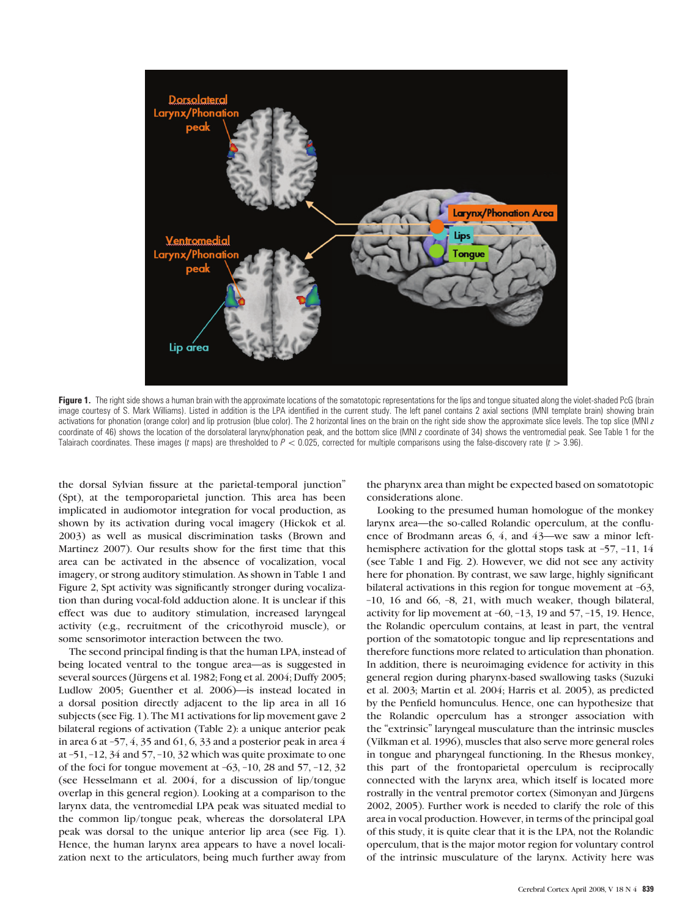**Figure 1.** The right side shows a human brain with the approximate locations of the somatotopic representations for the lips and tongue situated along the violet-shaded PcG (brain image courtesy of S. Mark Williams). Listed in addition is the LPA identified in the current study. The left panel contains 2 axial sections (MNI template brain) showing brain activations for phonation (orange color) and lip protrusion (blue color). The 2 horizontal lines on the brain on the right side show the approximate slice levels. The top slice (MNI $z$ coordinate of 46) shows the location of the dorsolateral larynx/phonation peak, and the bottom slice (MNI $z$ coordinate of 34) shows the ventromedial peak. See Table 1 for the Talairach coordinates. These images ($t$ maps) are thresholded to $P < 0.025$, corrected for multiple comparisons using the false-discovery rate ($t > 3.96$).

the dorsal Sylvian fissure at the parietal-temporal junction" (Spt), at the temporoparietal junction. This area has been implicated in audiomotor integration for vocal production, as shown by its activation during vocal imagery (Hickok et al. 2003) as well as musical discrimination tasks (Brown and Martinez 2007). Our results show for the first time that this area can be activated in the absence of vocalization, vocal imagery, or strong auditory stimulation. As shown in Table 1 and Figure 2, Spt activity was significantly stronger during vocalization than during vocal-fold adduction alone. It is unclear if this effect was due to auditory stimulation, increased laryngeal activity (e.g., recruitment of the cricothyroid muscle), or some sensorimotor interaction between the two.

The second principal finding is that the human LPA, instead of being located ventral to the tongue area—as is suggested in several sources (Jürgens et al. 1982; Fong et al. 2004; Duffy 2005; Ludlow 2005; Guenther et al. 2006)—is instead located in a dorsal position directly adjacent to the lip area in all 16 subjects (see Fig. 1). The M1 activations for lip movement gave 2 bilateral regions of activation (Table 2): a unique anterior peak in area 6 at –57, 4, 35 and 61, 6, 33 and a posterior peak in area 4 at –51, –12, 34 and 57, –10, 32 which was quite proximate to one of the foci for tongue movement at –63, –10, 28 and 57, –12, 32 (see Hesselmann et al. 2004, for a discussion of lip/tongue overlap in this general region). Looking at a comparison to the larynx data, the ventromedial LPA peak was situated medial to the common lip/tongue peak, whereas the dorsolateral LPA peak was dorsal to the unique anterior lip area (see Fig. 1). Hence, the human larynx area appears to have a novel localization next to the articulators, being much further away from the pharynx area than might be expected based on somatotopic considerations alone.

Looking to the presumed human homologue of the monkey larynx area—the so-called Rolandic operculum, at the confluence of Brodmann areas 6, 4, and 43—we saw a minor left-hemisphere activation for the glottal stops task at –57, –11, 14 (see Table 1 and Fig. 2). However, we did not see any activity here for phonation. By contrast, we saw large, highly significant bilateral activations in this region for tongue movement at –63, –10, 16 and 66, –8, 21, with much weaker, though bilateral, activity for lip movement at –60, –13, 19 and 57, –15, 19. Hence, the Rolandic operculum contains, at least in part, the ventral portion of the somatotopic tongue and lip representations and therefore functions more related to articulation than phonation. In addition, there is neuroimaging evidence for activity in this general region during pharynx-based swallowing tasks (Suzuki et al. 2003; Martin et al. 2004; Harris et al. 2005), as predicted by the Penfield homunculus. Hence, one can hypothesize that the Rolandic operculum has a stronger association with the "extrinsic" laryngeal musculature than the intrinsic muscles (Vilkman et al. 1996), muscles that also serve more general roles in tongue and pharyngeal functioning. In the Rhesus monkey, this part of the frontoparietal operculum is reciprocally connected with the larynx area, which itself is located more rostrally in the ventral premotor cortex (Simonyan and Jürgens 2002, 2005). Further work is needed to clarify the role of this area in vocal production. However, in terms of the principal goal of this study, it is quite clear that it is the LPA, not the Rolandic operculum, that is the major motor region for voluntary control of the intrinsic musculature of the larynx. Activity here was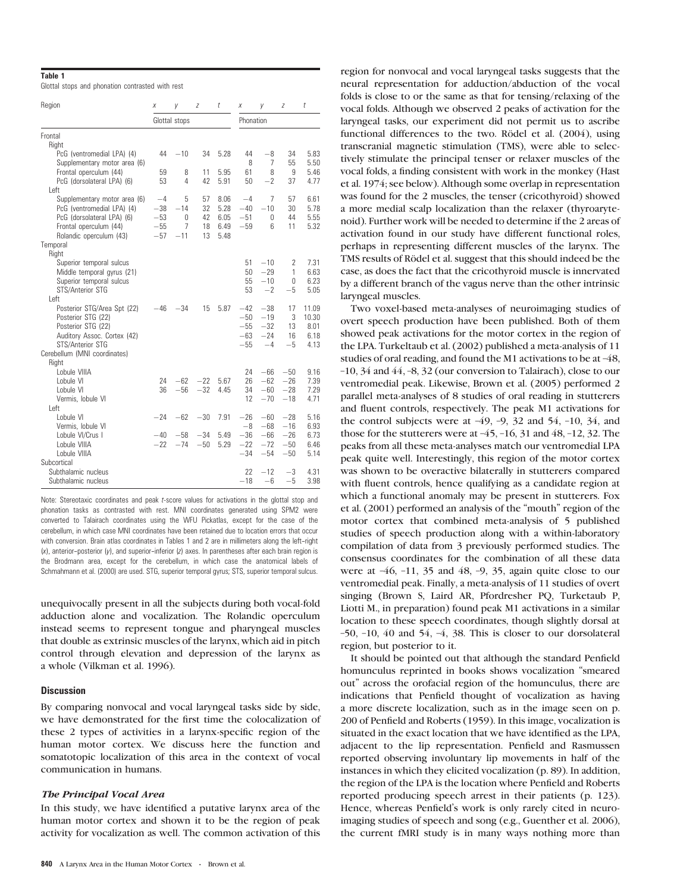**Table 1**

Glottal stops and phonation contrasted with rest

| Region | x | y | z | t | x | y | z | t |
|---|---|---|---|---|---|---|---|---|
| | Glottal stops | | | | Phonation | | | |
| Frontal | | | | | | | | |
| Right | | | | | | | | |
| PcG (ventromedial LPA) (4) | 44 | −10 | 34 | 5.28 | 44 | −8 | 34 | 5.83 |
| Supplementary motor area (6) | | | | | 8 | 7 | 55 | 5.50 |
| Frontal operculum (44) | 59 | 8 | 11 | 5.95 | 61 | 8 | 9 | 5.46 |
| PcG (dorsolateral LPA) (6) | 53 | 4 | 42 | 5.91 | 50 | −2 | 37 | 4.77 |
| Left | | | | | | | | |
| Supplementary motor area (6) | −4 | 5 | 57 | 8.06 | −4 | 7 | 57 | 6.61 |
| PcG (ventromedial LPA) (4) | −38 | −14 | 32 | 5.28 | −40 | −10 | 30 | 5.78 |
| PcG (dorsolateral LPA) (6) | −53 | 0 | 42 | 6.05 | −51 | 0 | 44 | 5.55 |
| Frontal operculum (44) | −55 | 7 | 18 | 6.49 | −59 | 6 | 11 | 5.32 |
| Rolandic operculum (43) | −57 | −11 | 13 | 5.48 | | | | |
| Temporal | | | | | | | | |
| Right | | | | | | | | |
| Superior temporal sulcus | | | | | 51 | −10 | 2 | 7.31 |
| Middle temporal gyrus (21) | | | | | 50 | −29 | 1 | 6.63 |
| Superior temporal sulcus | | | | | 55 | −10 | 0 | 6.23 |
| STS/Anterior STG | | | | | 53 | −2 | −5 | 5.05 |
| Left | | | | | | | | |
| Posterior STG/Area Spt (22) | −46 | −34 | 15 | 5.87 | −42 | −38 | 17 | 11.09 |
| Posterior STG (22) | | | | | −50 | −19 | 3 | 10.30 |
| Posterior STG (22) | | | | | −55 | −32 | 13 | 8.01 |
| Auditory Assoc. Cortex (42) | | | | | −63 | −24 | 16 | 6.18 |
| STS/Anterior STG | | | | | −55 | −4 | −5 | 4.13 |
| Cerebellum (MNI coordinates) | | | | | | | | |
| Right | | | | | | | | |
| Lobule VIIIA | | | | | 24 | −66 | −50 | 9.16 |
| Lobule VI | 24 | −62 | −22 | 5.67 | 26 | −62 | −26 | 7.39 |
| Lobule VI | 36 | −56 | −32 | 4.45 | 34 | −60 | −28 | 7.29 |
| Vermis, lobule VI | | | | | 12 | −70 | −18 | 4.71 |
| Left | | | | | | | | |
| Lobule VI | −24 | −62 | −30 | 7.91 | −26 | −60 | −28 | 5.16 |
| Vermis, lobule VI | | | | | −8 | −68 | −16 | 6.93 |
| Lobule VI/Crus I | −40 | −58 | −34 | 5.49 | −36 | −66 | −26 | 6.73 |
| Lobule VIIIA | −22 | −74 | −50 | 5.29 | −22 | −72 | −50 | 6.46 |
| Lobule VIIIA | | | | | −34 | −54 | −50 | 5.14 |
| Subcortical | | | | | | | | |
| Subthalamic nucleus | | | | | 22 | −12 | −3 | 4.31 |
| Subthalamic nucleus | | | | | −18 | −6 | −5 | 3.98 |

Note: Stereotaxic coordinates and peak t-score values for activations in the glottal stop and phonation tasks as contrasted with rest. MNI coordinates generated using SPM2 were converted to Talairach coordinates using the WFU Pickatlas, except for the case of the cerebellum, in which case MNI coordinates have been retained due to location errors that occur with conversion. Brain atlas coordinates in Tables 1 and 2 are in millimeters along the left–right (x), anterior–posterior (y), and superior–inferior (z) axes. In parentheses after each brain region is the Brodmann area, except for the cerebellum, in which case the anatomical labels of Schmahmann et al. (2000) are used. STG, superior temporal gyrus; STS, superior temporal sulcus.

unequivocally present in all the subjects during both vocal-fold adduction alone and vocalization. The Rolandic operculum instead seems to represent tongue and pharyngeal muscles that double as extrinsic muscles of the larynx, which aid in pitch control through elevation and depression of the larynx as a whole (Vilkman et al. 1996).

## Discussion

By comparing nonvocal and vocal laryngeal tasks side by side, we have demonstrated for the first time the colocalization of these 2 types of activities in a larynx-specific region of the human motor cortex. We discuss here the function and somatotopic localization of this area in the context of vocal communication in humans.

### *The Principal Vocal Area*

In this study, we have identified a putative larynx area of the human motor cortex and shown it to be the region of peak activity for vocalization as well. The common activation of this region for nonvocal and vocal laryngeal tasks suggests that the neural representation for adduction/abduction of the vocal folds is close to or the same as that for tensing/relaxing of the vocal folds. Although we observed 2 peaks of activation for the laryngeal tasks, our experiment did not permit us to ascribe functional differences to the two. Rödel et al. (2004), using transcranial magnetic stimulation (TMS), were able to selectively stimulate the principal tenser or relaxer muscles of the vocal folds, a finding consistent with work in the monkey (Hast et al. 1974; see below). Although some overlap in representation was found for the 2 muscles, the tenser (cricothyroid) showed a more medial scalp localization than the relaxer (thyroarytenoid). Further work will be needed to determine if the 2 areas of activation found in our study have different functional roles, perhaps in representing different muscles of the larynx. The TMS results of Rödel et al. suggest that this should indeed be the case, as does the fact that the cricothyroid muscle is innervated by a different branch of the vagus nerve than the other intrinsic laryngeal muscles.

Two voxel-based meta-analyses of neuroimaging studies of overt speech production have been published. Both of them showed peak activations for the motor cortex in the region of the LPA. Turkeltaub et al. (2002) published a meta-analysis of 11 studies of oral reading, and found the M1 activations to be at −48, −10, 34 and 44, −8, 32 (our conversion to Talairach), close to our ventromedial peak. Likewise, Brown et al. (2005) performed 2 parallel meta-analyses of 8 studies of oral reading in stutterers and fluent controls, respectively. The peak M1 activations for the control subjects were at −49, −9, 32 and 54, −10, 34, and those for the stutterers were at −45, −16, 31 and 48, −12, 32. The peaks from all these meta-analyses match our ventromedial LPA peak quite well. Interestingly, this region of the motor cortex was shown to be overactive bilaterally in stutterers compared with fluent controls, hence qualifying as a candidate region at which a functional anomaly may be present in stutterers. Fox et al. (2001) performed an analysis of the "mouth" region of the motor cortex that combined meta-analysis of 5 published studies of speech production along with a within-laboratory compilation of data from 3 previously performed studies. The consensus coordinates for the combination of all these data were at −46, −11, 35 and 48, −9, 35, again quite close to our ventromedial peak. Finally, a meta-analysis of 11 studies of overt singing (Brown S, Laird AR, Pfordresher PQ, Turketaub P, Liotti M., in preparation) found peak M1 activations in a similar location to these speech coordinates, though slightly dorsal at −50, −10, 40 and 54, −4, 38. This is closer to our dorsolateral region, but posterior to it.

It should be pointed out that although the standard Penfield homunculus reprinted in books shows vocalization "smeared out" across the orofacial region of the homunculus, there are indications that Penfield thought of vocalization as having a more discrete localization, such as in the image seen on p. 200 of Penfield and Roberts (1959). In this image, vocalization is situated in the exact location that we have identified as the LPA, adjacent to the lip representation. Penfield and Rasmussen reported observing involuntary lip movements in half of the instances in which they elicited vocalization (p. 89). In addition, the region of the LPA is the location where Penfield and Roberts reported producing speech arrest in their patients (p. 123). Hence, whereas Penfield's work is only rarely cited in neuroimaging studies of speech and song (e.g., Guenther et al. 2006), the current fMRI study is in many ways nothing more than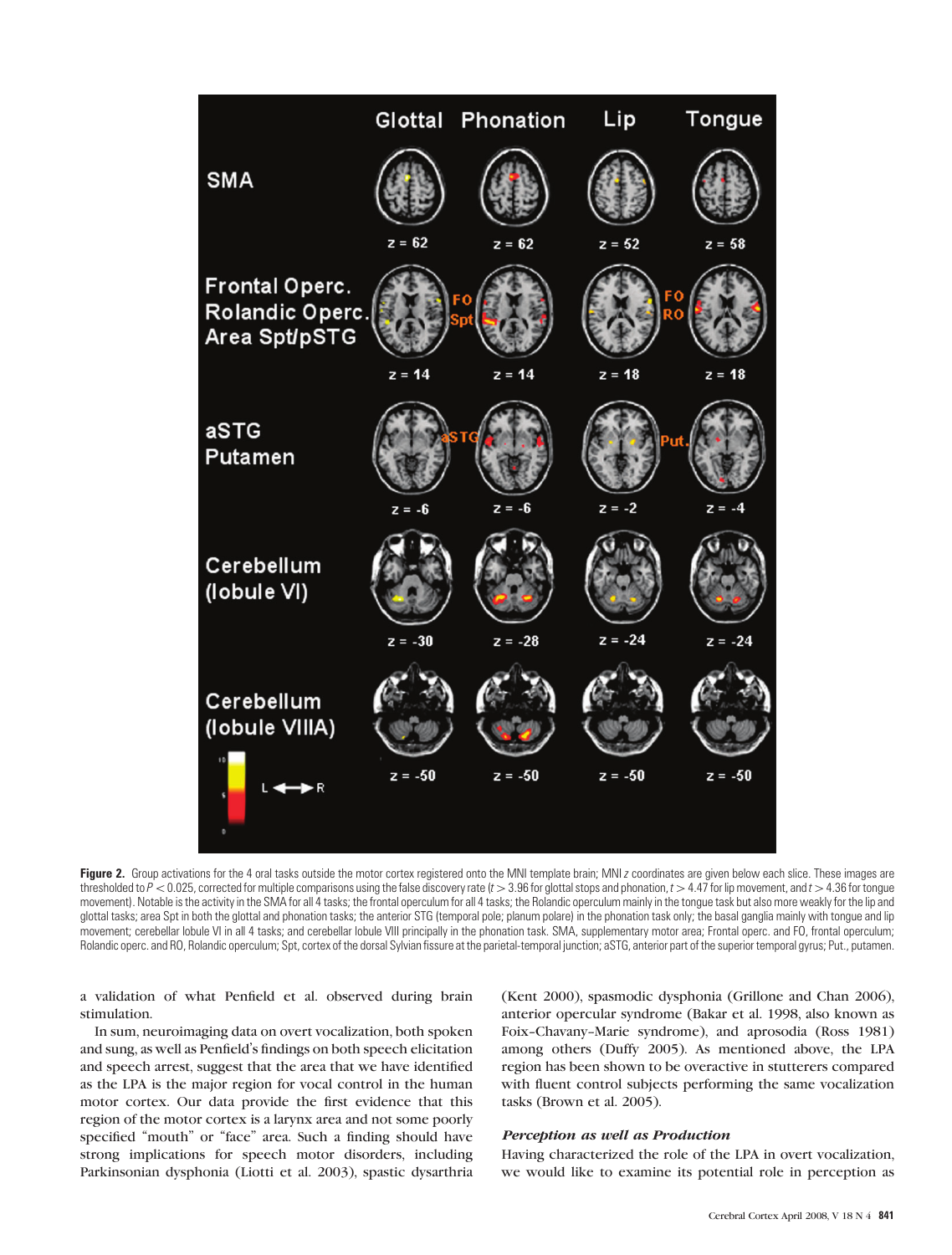**Figure 2.** Group activations for the 4 oral tasks outside the motor cortex registered onto the MNI template brain; MNI $z$ coordinates are given below each slice. These images are thresholded to $P < 0.025$, corrected for multiple comparisons using the false discovery rate ($t > 3.96$ for glottal stops and phonation, $t > 4.47$ for lip movement, and $t > 4.36$ for tongue movement). Notable is the activity in the SMA for all 4 tasks; the frontal operculum for all 4 tasks; the Rolandic operculum mainly in the tongue task but also more weakly for the lip and glottal tasks; area Spt in both the glottal and phonation tasks; the anterior STG (temporal pole; planum polare) in the phonation task only; the basal ganglia mainly with tongue and lip movement; cerebellar lobule VI in all 4 tasks; and cerebellar lobule VIII principally in the phonation task. SMA, supplementary motor area; Frontal operc. and FO, frontal operculum; Rolandic operc. and RO, Rolandic operculum; Spt, cortex of the dorsal Sylvian fissure at the parietal-temporal junction; aSTG, anterior part of the superior temporal gyrus; Put., putamen.

a validation of what Penfield et al. observed during brain stimulation.

In sum, neuroimaging data on overt vocalization, both spoken and sung, as well as Penfield's findings on both speech elicitation and speech arrest, suggest that the area that we have identified as the LPA is the major region for vocal control in the human motor cortex. Our data provide the first evidence that this region of the motor cortex is a larynx area and not some poorly specified "mouth" or "face" area. Such a finding should have strong implications for speech motor disorders, including Parkinsonian dysphonia (Liotti et al. 2003), spastic dysarthria (Kent 2000), spasmodic dysphonia (Grillone and Chan 2006), anterior opercular syndrome (Bakar et al. 1998, also known as Foix–Chavany–Marie syndrome), and aprosodia (Ross 1981) among others (Duffy 2005). As mentioned above, the LPA region has been shown to be overactive in stutterers compared with fluent control subjects performing the same vocalization tasks (Brown et al. 2005).

### *Perception as well as Production*

Having characterized the role of the LPA in overt vocalization, we would like to examine its potential role in perception as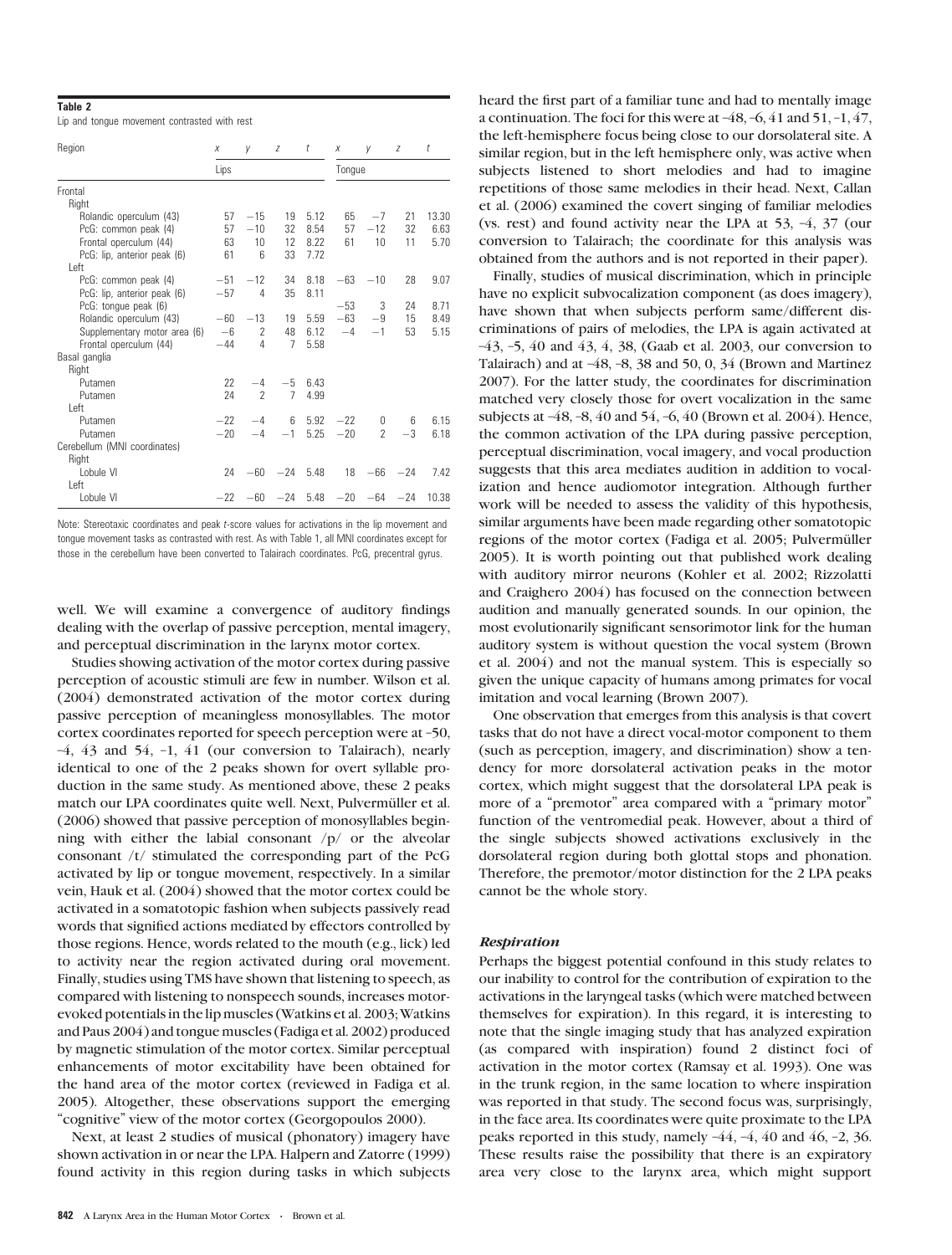**Table 2**

Lip and tongue movement contrasted with rest

| Region | x | y | z | t | x | y | z | t |
|---|---|---|---|---|---|---|---|---|
| | Lips | | | | Tongue | | | |
| Frontal | | | | | | | | |
| Right | | | | | | | | |
| Rolandic operculum (43) | 57 | −15 | 19 | 5.12 | 65 | −7 | 21 | 13.30 |
| PcG: common peak (4) | 57 | −10 | 32 | 8.54 | 57 | −12 | 32 | 6.63 |
| Frontal operculum (44) | 63 | 10 | 12 | 8.22 | 61 | 10 | 11 | 5.70 |
| PcG: lip, anterior peak (6) | 61 | 6 | 33 | 7.72 | | | | |
| Left | | | | | | | | |
| PcG: common peak (4) | −51 | −12 | 34 | 8.18 | −63 | −10 | 28 | 9.07 |
| PcG: lip, anterior peak (6) | −57 | 4 | 35 | 8.11 | | | | |
| PcG: tongue peak (6) | | | | | −53 | 3 | 24 | 8.71 |
| Rolandic operculum (43) | −60 | −13 | 19 | 5.59 | −63 | −9 | 15 | 8.49 |
| Supplementary motor area (6) | −6 | 2 | 48 | 6.12 | −4 | −1 | 53 | 5.15 |
| Frontal operculum (44) | −44 | 4 | 7 | 5.58 | | | | |
| Basal ganglia | | | | | | | | |
| Right | | | | | | | | |
| Putamen | 22 | −4 | −5 | 6.43 | | | | |
| Putamen | 24 | 2 | 7 | 4.99 | | | | |
| Left | | | | | | | | |
| Putamen | −22 | −4 | 6 | 5.92 | −22 | 0 | 6 | 6.15 |
| Putamen | −20 | −4 | −1 | 5.25 | −20 | 2 | −3 | 6.18 |
| Cerebellum (MNI coordinates) | | | | | | | | |
| Right | | | | | | | | |
| Lobule VI | 24 | −60 | −24 | 5.48 | 18 | −66 | −24 | 7.42 |
| Left | | | | | | | | |
| Lobule VI | −22 | −60 | −24 | 5.48 | −20 | −64 | −24 | 10.38 |

Note: Stereotaxic coordinates and peak *t*-score values for activations in the lip movement and tongue movement tasks as contrasted with rest. As with Table 1, all MNI coordinates except for those in the cerebellum have been converted to Talairach coordinates. PcG, precentral gyrus.

well. We will examine a convergence of auditory findings dealing with the overlap of passive perception, mental imagery, and perceptual discrimination in the larynx motor cortex.

Studies showing activation of the motor cortex during passive perception of acoustic stimuli are few in number. Wilson et al. (2004) demonstrated activation of the motor cortex during passive perception of meaningless monosyllables. The motor cortex coordinates reported for speech perception were at −50, −4, 43 and 54, −1, 41 (our conversion to Talairach), nearly identical to one of the 2 peaks shown for overt syllable production in the same study. As mentioned above, these 2 peaks match our LPA coordinates quite well. Next, Pulvermüller et al. (2006) showed that passive perception of monosyllables beginning with either the labial consonant /p/ or the alveolar consonant /t/ stimulated the corresponding part of the PcG activated by lip or tongue movement, respectively. In a similar vein, Hauk et al. (2004) showed that the motor cortex could be activated in a somatotopic fashion when subjects passively read words that signified actions mediated by effectors controlled by those regions. Hence, words related to the mouth (e.g., lick) led to activity near the region activated during oral movement. Finally, studies using TMS have shown that listening to speech, as compared with listening to nonspeech sounds, increases motor-evoked potentials in the lip muscles (Watkins et al. 2003; Watkins and Paus 2004) and tongue muscles (Fadiga et al. 2002) produced by magnetic stimulation of the motor cortex. Similar perceptual enhancements of motor excitability have been obtained for the hand area of the motor cortex (reviewed in Fadiga et al. 2005). Altogether, these observations support the emerging "cognitive" view of the motor cortex (Georgopoulos 2000).

Next, at least 2 studies of musical (phonatory) imagery have shown activation in or near the LPA. Halpern and Zatorre (1999) found activity in this region during tasks in which subjects heard the first part of a familiar tune and had to mentally image a continuation. The foci for this were at −48, −6, 41 and 51, −1, 47, the left-hemisphere focus being close to our dorsolateral site. A similar region, but in the left hemisphere only, was active when subjects listened to short melodies and had to imagine repetitions of those same melodies in their head. Next, Callan et al. (2006) examined the covert singing of familiar melodies (vs. rest) and found activity near the LPA at 53, −4, 37 (our conversion to Talairach; the coordinate for this analysis was obtained from the authors and is not reported in their paper).

Finally, studies of musical discrimination, which in principle have no explicit subvocalization component (as does imagery), have shown that when subjects perform same/different discriminations of pairs of melodies, the LPA is again activated at −43, −5, 40 and 43, 4, 38, (Gaab et al. 2003, our conversion to Talairach) and at −48, −8, 38 and 50, 0, 34 (Brown and Martinez 2007). For the latter study, the coordinates for discrimination matched very closely those for overt vocalization in the same subjects at −48, −8, 40 and 54, −6, 40 (Brown et al. 2004). Hence, the common activation of the LPA during passive perception, perceptual discrimination, vocal imagery, and vocal production suggests that this area mediates audition in addition to vocalization and hence audiomotor integration. Although further work will be needed to assess the validity of this hypothesis, similar arguments have been made regarding other somatotopic regions of the motor cortex (Fadiga et al. 2005; Pulvermüller 2005). It is worth pointing out that published work dealing with auditory mirror neurons (Kohler et al. 2002; Rizzolatti and Craighero 2004) has focused on the connection between audition and manually generated sounds. In our opinion, the most evolutionarily significant sensorimotor link for the human auditory system is without question the vocal system (Brown et al. 2004) and not the manual system. This is especially so given the unique capacity of humans among primates for vocal imitation and vocal learning (Brown 2007).

One observation that emerges from this analysis is that covert tasks that do not have a direct vocal-motor component to them (such as perception, imagery, and discrimination) show a tendency for more dorsolateral activation peaks in the motor cortex, which might suggest that the dorsolateral LPA peak is more of a "premotor" area compared with a "primary motor" function of the ventromedial peak. However, about a third of the single subjects showed activations exclusively in the dorsolateral region during both glottal stops and phonation. Therefore, the premotor/motor distinction for the 2 LPA peaks cannot be the whole story.

### *Respiration*

Perhaps the biggest potential confound in this study relates to our inability to control for the contribution of expiration to the activations in the laryngeal tasks (which were matched between themselves for expiration). In this regard, it is interesting to note that the single imaging study that has analyzed expiration (as compared with inspiration) found 2 distinct foci of activation in the motor cortex (Ramsay et al. 1993). One was in the trunk region, in the same location to where inspiration was reported in that study. The second focus was, surprisingly, in the face area. Its coordinates were quite proximate to the LPA peaks reported in this study, namely −44, −4, 40 and 46, −2, 36. These results raise the possibility that there is an expiratory area very close to the larynx area, which might support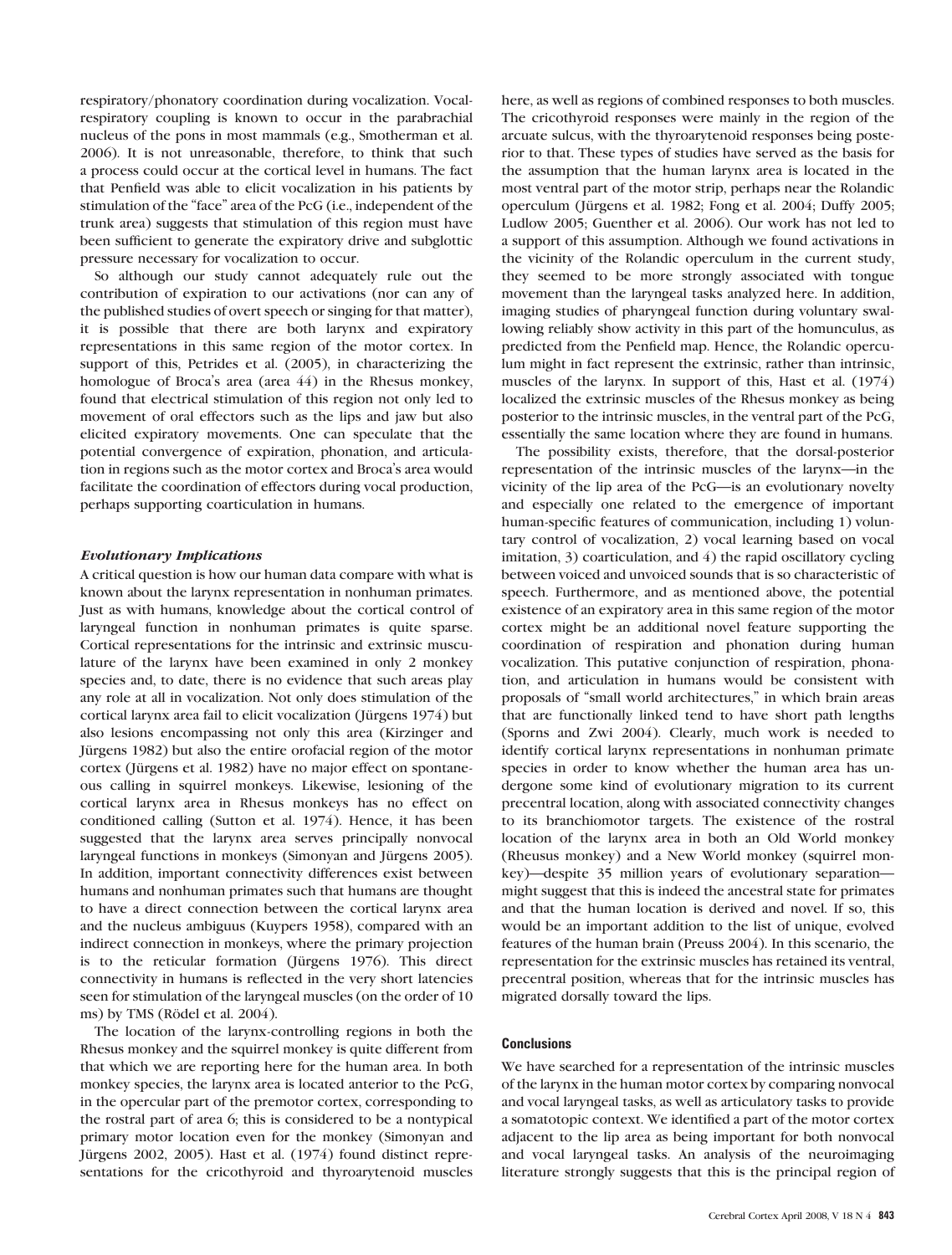respiratory/phonatory coordination during vocalization. Vocal-respiratory coupling is known to occur in the parabrachial nucleus of the pons in most mammals (e.g., Smotherman et al. 2006). It is not unreasonable, therefore, to think that such a process could occur at the cortical level in humans. The fact that Penfield was able to elicit vocalization in his patients by stimulation of the "face" area of the PcG (i.e., independent of the trunk area) suggests that stimulation of this region must have been sufficient to generate the expiratory drive and subglottic pressure necessary for vocalization to occur.

So although our study cannot adequately rule out the contribution of expiration to our activations (nor can any of the published studies of overt speech or singing for that matter), it is possible that there are both larynx and expiratory representations in this same region of the motor cortex. In support of this, Petrides et al. (2005), in characterizing the homologue of Broca's area (area 44) in the Rhesus monkey, found that electrical stimulation of this region not only led to movement of oral effectors such as the lips and jaw but also elicited expiratory movements. One can speculate that the potential convergence of expiration, phonation, and articulation in regions such as the motor cortex and Broca's area would facilitate the coordination of effectors during vocal production, perhaps supporting coarticulation in humans.

### *Evolutionary Implications*

A critical question is how our human data compare with what is known about the larynx representation in nonhuman primates. Just as with humans, knowledge about the cortical control of laryngeal function in nonhuman primates is quite sparse. Cortical representations for the intrinsic and extrinsic musculature of the larynx have been examined in only 2 monkey species and, to date, there is no evidence that such areas play any role at all in vocalization. Not only does stimulation of the cortical larynx area fail to elicit vocalization (Jürgens 1974) but also lesions encompassing not only this area (Kirzinger and Jürgens 1982) but also the entire orofacial region of the motor cortex (Jürgens et al. 1982) have no major effect on spontaneous calling in squirrel monkeys. Likewise, lesioning of the cortical larynx area in Rhesus monkeys has no effect on conditioned calling (Sutton et al. 1974). Hence, it has been suggested that the larynx area serves principally nonvocal laryngeal functions in monkeys (Simonyan and Jürgens 2005). In addition, important connectivity differences exist between humans and nonhuman primates such that humans are thought to have a direct connection between the cortical larynx area and the nucleus ambiguus (Kuypers 1958), compared with an indirect connection in monkeys, where the primary projection is to the reticular formation (Jürgens 1976). This direct connectivity in humans is reflected in the very short latencies seen for stimulation of the laryngeal muscles (on the order of 10 ms) by TMS (Rödel et al. 2004).

The location of the larynx-controlling regions in both the Rhesus monkey and the squirrel monkey is quite different from that which we are reporting here for the human area. In both monkey species, the larynx area is located anterior to the PcG, in the opercular part of the premotor cortex, corresponding to the rostral part of area 6; this is considered to be a nontypical primary motor location even for the monkey (Simonyan and Jürgens 2002, 2005). Hast et al. (1974) found distinct representations for the cricothyroid and thyroarytenoid muscles here, as well as regions of combined responses to both muscles. The cricothyroid responses were mainly in the region of the arcuate sulcus, with the thyroarytenoid responses being posterior to that. These types of studies have served as the basis for the assumption that the human larynx area is located in the most ventral part of the motor strip, perhaps near the Rolandic operculum (Jürgens et al. 1982; Fong et al. 2004; Duffy 2005; Ludlow 2005; Guenther et al. 2006). Our work has not led to a support of this assumption. Although we found activations in the vicinity of the Rolandic operculum in the current study, they seemed to be more strongly associated with tongue movement than the laryngeal tasks analyzed here. In addition, imaging studies of pharyngeal function during voluntary swallowing reliably show activity in this part of the homunculus, as predicted from the Penfield map. Hence, the Rolandic operculum might in fact represent the extrinsic, rather than intrinsic, muscles of the larynx. In support of this, Hast et al. (1974) localized the extrinsic muscles of the Rhesus monkey as being posterior to the intrinsic muscles, in the ventral part of the PcG, essentially the same location where they are found in humans.

The possibility exists, therefore, that the dorsal-posterior representation of the intrinsic muscles of the larynx—in the vicinity of the lip area of the PcG—is an evolutionary novelty and especially one related to the emergence of important human-specific features of communication, including 1) voluntary control of vocalization, 2) vocal learning based on vocal imitation, 3) coarticulation, and 4) the rapid oscillatory cycling between voiced and unvoiced sounds that is so characteristic of speech. Furthermore, and as mentioned above, the potential existence of an expiratory area in this same region of the motor cortex might be an additional novel feature supporting the coordination of respiration and phonation during human vocalization. This putative conjunction of respiration, phonation, and articulation in humans would be consistent with proposals of "small world architectures," in which brain areas that are functionally linked tend to have short path lengths (Sporns and Zwi 2004). Clearly, much work is needed to identify cortical larynx representations in nonhuman primate species in order to know whether the human area has undergone some kind of evolutionary migration to its current precentral location, along with associated connectivity changes to its branchiomotor targets. The existence of the rostral location of the larynx area in both an Old World monkey (Rheusus monkey) and a New World monkey (squirrel monkey)—despite 35 million years of evolutionary separation—might suggest that this is indeed the ancestral state for primates and that the human location is derived and novel. If so, this would be an important addition to the list of unique, evolved features of the human brain (Preuss 2004). In this scenario, the representation for the extrinsic muscles has retained its ventral, precentral position, whereas that for the intrinsic muscles has migrated dorsally toward the lips.

## Conclusions

We have searched for a representation of the intrinsic muscles of the larynx in the human motor cortex by comparing nonvocal and vocal laryngeal tasks, as well as articulatory tasks to provide a somatotopic context. We identified a part of the motor cortex adjacent to the lip area as being important for both nonvocal and vocal laryngeal tasks. An analysis of the neuroimaging literature strongly suggests that this is the principal region of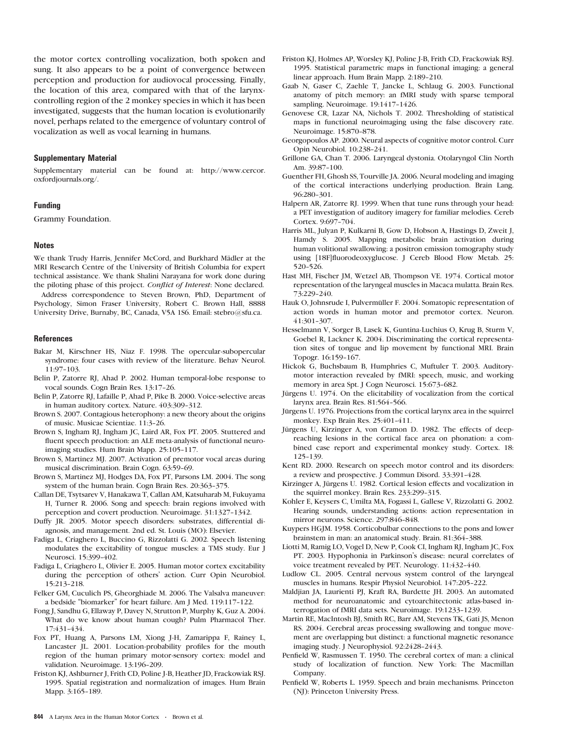the motor cortex controlling vocalization, both spoken and sung. It also appears to be a point of convergence between perception and production for audiovocal processing. Finally, the location of this area, compared with that of the larynx-controlling region of the 2 monkey species in which it has been investigated, suggests that the human location is evolutionarily novel, perhaps related to the emergence of voluntary control of vocalization as well as vocal learning in humans.

### Supplementary Material

Supplementary material can be found at: http://www.cercor.oxfordjournals.org/.

### Funding

Grammy Foundation.

### Notes

We thank Trudy Harris, Jennifer McCord, and Burkhard Mädler at the MRI Research Centre of the University of British Columbia for expert technical assistance. We thank Shalini Narayana for work done during the piloting phase of this project. *Conflict of Interest*: None declared.

Address correspondence to Steven Brown, PhD, Department of Psychology, Simon Fraser University, Robert C. Brown Hall, 8888 University Drive, Burnaby, BC, Canada, V5A 1S6. Email: stebro@sfu.ca.

### References

Bakar M, Kirschner HS, Niaz F. 1998. The opercular-subopercular syndrome: four cases with review of the literature. Behav Neurol. 11:97–103.

Belin P, Zatorre RJ, Ahad P. 2002. Human temporal-lobe response to vocal sounds. Cogn Brain Res. 13:17–26.

Belin P, Zatorre RJ, Lafaille P, Ahad P, Pike B. 2000. Voice-selective areas in human auditory cortex. Nature. 403:309–312.

Brown S. 2007. Contagious heterophony: a new theory about the origins of music. Musicae Scientiae. 11:3–26.

Brown S, Ingham RJ, Ingham JC, Laird AR, Fox PT. 2005. Stuttered and fluent speech production: an ALE meta-analysis of functional neuroimaging studies. Hum Brain Mapp. 25:105–117.

Brown S, Martinez MJ. 2007. Activation of premotor vocal areas during musical discrimination. Brain Cogn. 63:59–69.

Brown S, Martinez MJ, Hodges DA, Fox PT, Parsons LM. 2004. The song system of the human brain. Cogn Brain Res. 20:363–375.

Callan DE, Tsytsarev V, Hanakawa T, Callan AM, Katsuharab M, Fukuyama H, Turner R. 2006. Song and speech: brain regions involved with perception and covert production. Neuroimage. 31:1327–1342.

Duffy JR. 2005. Motor speech disorders: substrates, differential diagnosis, and management. 2nd ed. St. Louis (MO): Elsevier.

Fadiga L, Craighero L, Buccino G, Rizzolatti G. 2002. Speech listening modulates the excitability of tongue muscles: a TMS study. Eur J Neurosci. 15:399–402.

Fadiga L, Craighero L, Olivier E. 2005. Human motor cortex excitability during the perception of others' action. Curr Opin Neurobiol. 15:213–218.

Felker GM, Cuculich PS, Gheorghiade M. 2006. The Valsalva maneuver: a bedside "biomarker" for heart failure. Am J Med. 119:117–122.

Fong J, Sandhu G, Ellaway P, Davey N, Strutton P, Murphy K, Guz A. 2004. What do we know about human cough? Pulm Pharmacol Ther. 17:431–434.

Fox PT, Huang A, Parsons LM, Xiong J-H, Zamarippa F, Rainey L, Lancaster JL. 2001. Location-probability profiles for the mouth region of the human primary motor-sensory cortex: model and validation. Neuroimage. 13:196–209.

Friston KJ, Ashburner J, Frith CD, Poline J-B, Heather JD, Frackowiak RSJ. 1995. Spatial registration and normalization of images. Hum Brain Mapp. 3:165–189.

Friston KJ, Holmes AP, Worsley KJ, Poline J-B, Frith CD, Frackowiak RSJ. 1995. Statistical parametric maps in functional imaging: a general linear approach. Hum Brain Mapp. 2:189–210.

Gaab N, Gaser C, Zaehle T, Jancke L, Schlaug G. 2003. Functional anatomy of pitch memory: an fMRI study with sparse temporal sampling. Neuroimage. 19:1417–1426.

Genovese CR, Lazar NA, Nichols T. 2002. Thresholding of statistical maps in functional neuroimaging using the false discovery rate. Neuroimage. 15:870–878.

Georgopoulos AP. 2000. Neural aspects of cognitive motor control. Curr Opin Neurobiol. 10:238–241.

Grillone GA, Chan T. 2006. Laryngeal dystonia. Otolaryngol Clin North Am. 39:87–100.

Guenther FH, Ghosh SS, Tourville JA. 2006. Neural modeling and imaging of the cortical interactions underlying production. Brain Lang. 96:280–301.

Halpern AR, Zatorre RJ. 1999. When that tune runs through your head: a PET investigation of auditory imagery for familiar melodies. Cereb Cortex. 9:697–704.

Harris ML, Julyan P, Kulkarni B, Gow D, Hobson A, Hastings D, Zweit J, Hamdy S. 2005. Mapping metabolic brain activation during human volitional swallowing: a positron emission tomography study using [18F]fluorodeoxyglucose. J Cereb Blood Flow Metab. 25: 520–526.

Hast MH, Fischer JM, Wetzel AB, Thompson VE. 1974. Cortical motor representation of the laryngeal muscles in Macaca mulatta. Brain Res. 73:229–240.

Hauk O, Johnsrude I, Pulvermüller F. 2004. Somatopic representation of action words in human motor and premotor cortex. Neuron. 41:301–307.

Hesselmann V, Sorger B, Lasek K, Guntina-Luchius O, Krug B, Sturm V, Goebel R, Lackner K. 2004. Discriminating the cortical representation sites of tongue and lip movement by functional MRI. Brain Topogr. 16:159–167.

Hickok G, Buchsbaum B, Humphries C, Muftuler T. 2003. Auditory-motor interaction revealed by fMRI: speech, music, and working memory in area Spt. J Cogn Neurosci. 15:673–682.

Jürgens U. 1974. On the elicitability of vocalization from the cortical larynx area. Brain Res. 81:564–566.

Jürgens U. 1976. Projections from the cortical larynx area in the squirrel monkey. Exp Brain Res. 25:401–411.

Jürgens U, Kirzinger A, von Cramon D. 1982. The effects of deep-reaching lesions in the cortical face area on phonation: a combined case report and experimental monkey study. Cortex. 18: 125–139.

Kent RD. 2000. Research on speech motor control and its disorders: a review and prospective. J Commun Disord. 33:391–428.

Kirzinger A, Jürgens U. 1982. Cortical lesion effects and vocalization in the squirrel monkey. Brain Res. 233:299–315.

Kohler E, Keysers C, Umilta MA, Fogassi L, Gallese V, Rizzolatti G. 2002. Hearing sounds, understanding actions: action representation in mirror neurons. Science. 297:846–848.

Kuypers HGJM. 1958. Corticobulbar connections to the pons and lower brainstem in man: an anatomical study. Brain. 81:364–388.

Liotti M, Ramig LO, Vogel D, New P, Cook CI, Ingham RJ, Ingham JC, Fox PT. 2003. Hypophonia in Parkinson's disease: neural correlates of voice treatment revealed by PET. Neurology. 11:432–440.

Ludlow CL. 2005. Central nervous system control of the laryngeal muscles in humans. Respir Physiol Neurobiol. 147:205–222.

Maldjian JA, Laurienti PJ, Kraft RA, Burdette JH. 2003. An automated method for neuroanatomic and cytoarchitectonic atlas-based interrogation of fMRI data sets. Neuroimage. 19:1233–1239.

Martin RE, MacIntosh BJ, Smith RC, Barr AM, Stevens TK, Gati JS, Menon RS. 2004. Cerebral areas processing swallowing and tongue movement are overlapping but distinct: a functional magnetic resonance imaging study. J Neurophysiol. 92:2428–2443.

Penfield W, Rasmussen T. 1950. The cerebral cortex of man: a clinical study of localization of function. New York: The Macmillan Company.

Penfield W, Roberts L. 1959. Speech and brain mechanisms. Princeton (NJ): Princeton University Press.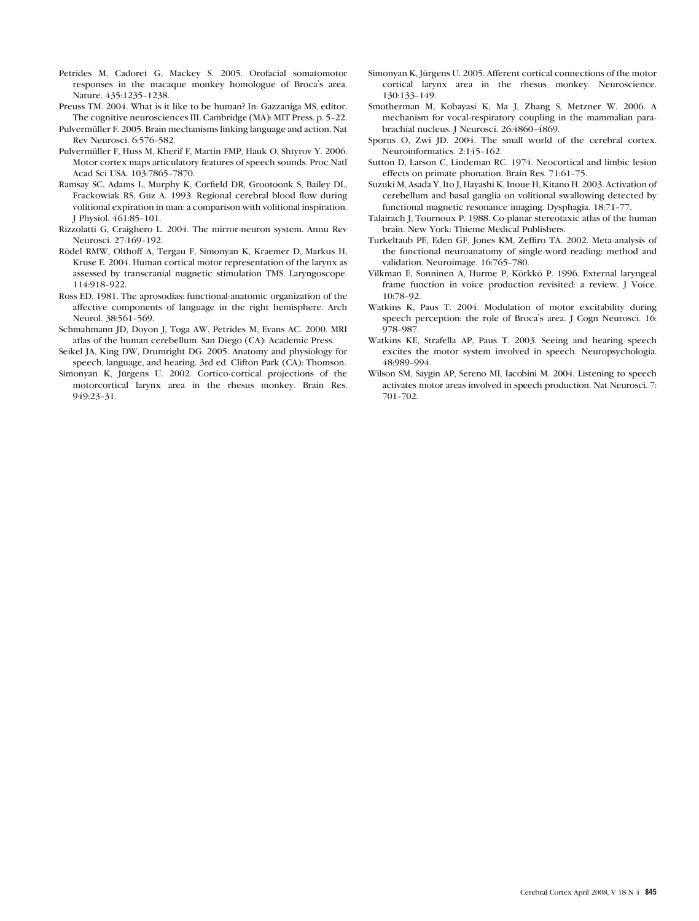Petrides M, Cadoret G, Mackey S. 2005. Orofacial somatomotor responses in the macaque monkey homologue of Broca's area. Nature. 435:1235–1238.

Preuss TM. 2004. What is it like to be human? In: Gazzaniga MS, editor. The cognitive neurosciences III. Cambridge (MA): MIT Press. p. 5–22.

Pulvermüller F. 2005. Brain mechanisms linking language and action. Nat Rev Neurosci. 6:576–582.

Pulvermüller F, Huss M, Kherif F, Martin FMP, Hauk O, Shtyrov Y. 2006. Motor cortex maps articulatory features of speech sounds. Proc Natl Acad Sci USA. 103:7865–7870.

Ramsay SC, Adams L, Murphy K, Corfield DR, Grootoonk S, Bailey DL, Frackowiak RS, Guz A. 1993. Regional cerebral blood flow during volitional expiration in man: a comparison with volitional inspiration. J Physiol. 461:85–101.

Rizzolatti G, Craighero L. 2004. The mirror-neuron system. Annu Rev Neurosci. 27:169–192.

Rödel RMW, Olthoff A, Tergau F, Simonyan K, Kraemer D, Markus H, Kruse E. 2004. Human cortical motor representation of the larynx as assessed by transcranial magnetic stimulation TMS. Laryngoscope. 114:918–922.

Ross ED. 1981. The aprosodias: functional-anatomic organization of the affective components of language in the right hemisphere. Arch Neurol. 38:561–569.

Schmahmann JD, Doyon J, Toga AW, Petrides M, Evans AC. 2000. MRI atlas of the human cerebellum. San Diego (CA): Academic Press.

Seikel JA, King DW, Drumright DG. 2005. Anatomy and physiology for speech, language, and hearing. 3rd ed. Clifton Park (CA): Thomson.

Simonyan K, Jürgens U. 2002. Cortico-cortical projections of the motorcortical larynx area in the rhesus monkey. Brain Res. 949:23–31.

Simonyan K, Jürgens U. 2005. Afferent cortical connections of the motor cortical larynx area in the rhesus monkey. Neuroscience. 130:133–149.

Smotherman M, Kobayasi K, Ma J, Zhang S, Metzner W. 2006. A mechanism for vocal-respiratory coupling in the mammalian parabrachial nucleus. J Neurosci. 26:4860–4869.

Sporns O, Zwi JD. 2004. The small world of the cerebral cortex. Neuroinformatics. 2:145–162.

Sutton D, Larson C, Lindeman RC. 1974. Neocortical and limbic lesion effects on primate phonation. Brain Res. 71:61–75.

Suzuki M, Asada Y, Ito J, Hayashi K, Inoue H, Kitano H. 2003. Activation of cerebellum and basal ganglia on volitional swallowing detected by functional magnetic resonance imaging. Dysphagia. 18:71–77.

Talairach J, Tournoux P. 1988. Co-planar stereotaxic atlas of the human brain. New York: Thieme Medical Publishers.

Turkeltaub PE, Eden GF, Jones KM, Zeffiro TA. 2002. Meta-analysis of the functional neuroanatomy of single-word reading: method and validation. Neuroimage. 16:765–780.

Vilkman E, Sonninen A, Hurme P, Körkkö P. 1996. External laryngeal frame function in voice production revisited: a review. J Voice. 10:78–92.

Watkins K, Paus T. 2004. Modulation of motor excitability during speech perception: the role of Broca's area. J Cogn Neurosci. 16: 978–987.

Watkins KE, Strafella AP, Paus T. 2003. Seeing and hearing speech excites the motor system involved in speech. Neuropsychologia. 48:989–994.

Wilson SM, Saygin AP, Sereno MI, Iacobini M. 2004. Listening to speech activates motor areas involved in speech production. Nat Neurosci. 7: 701–702.